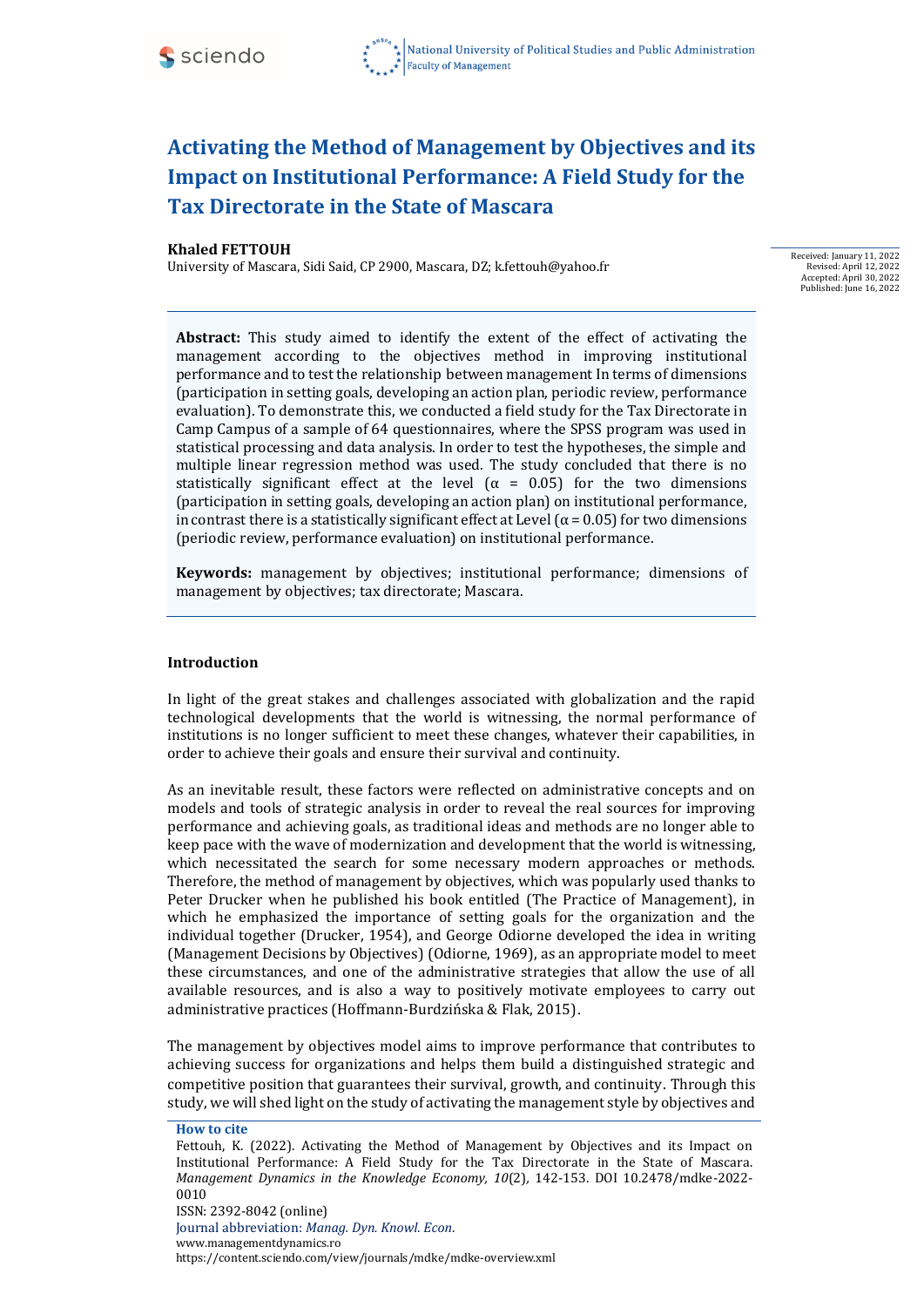# Activating the Method of Management by Objectives and its Impact on Institutional Performance: A Field Study for the Tax Directorate in the State of Mascara

**Khaled FETTOUH**

University of Mascara, Sidi Said, CP 2900, Mascara, DZ; k.fettouh@yahoo.fr

Received: January 11, 2022
Revised: April 12, 2022
Accepted: April 30, 2022
Published: June 16, 2022

**Abstract:** This study aimed to identify the extent of the effect of activating the management according to the objectives method in improving institutional performance and to test the relationship between management In terms of dimensions (participation in setting goals, developing an action plan, periodic review, performance evaluation). To demonstrate this, we conducted a field study for the Tax Directorate in Camp Campus of a sample of 64 questionnaires, where the SPSS program was used in statistical processing and data analysis. In order to test the hypotheses, the simple and multiple linear regression method was used. The study concluded that there is no statistically significant effect at the level (α = 0.05) for the two dimensions (participation in setting goals, developing an action plan) on institutional performance, in contrast there is a statistically significant effect at Level (α = 0.05) for two dimensions (periodic review, performance evaluation) on institutional performance.

**Keywords:** management by objectives; institutional performance; dimensions of management by objectives; tax directorate; Mascara.

## Introduction

In light of the great stakes and challenges associated with globalization and the rapid technological developments that the world is witnessing, the normal performance of institutions is no longer sufficient to meet these changes, whatever their capabilities, in order to achieve their goals and ensure their survival and continuity.

As an inevitable result, these factors were reflected on administrative concepts and on models and tools of strategic analysis in order to reveal the real sources for improving performance and achieving goals, as traditional ideas and methods are no longer able to keep pace with the wave of modernization and development that the world is witnessing, which necessitated the search for some necessary modern approaches or methods. Therefore, the method of management by objectives, which was popularly used thanks to Peter Drucker when he published his book entitled (The Practice of Management), in which he emphasized the importance of setting goals for the organization and the individual together (Drucker, 1954), and George Odiorne developed the idea in writing (Management Decisions by Objectives) (Odiorne, 1969), as an appropriate model to meet these circumstances, and one of the administrative strategies that allow the use of all available resources, and is also a way to positively motivate employees to carry out administrative practices (Hoffmann-Burdzińska & Flak, 2015).

The management by objectives model aims to improve performance that contributes to achieving success for organizations and helps them build a distinguished strategic and competitive position that guarantees their survival, growth, and continuity. Through this study, we will shed light on the study of activating the management style by objectives and

**How to cite**

Fettouh, K. (2022). Activating the Method of Management by Objectives and its Impact on Institutional Performance: A Field Study for the Tax Directorate in the State of Mascara. *Management Dynamics in the Knowledge Economy, 10*(2), 142-153. DOI 10.2478/mdke-2022-0010

ISSN: 2392-8042 (online)

Journal abbreviation: *Manag. Dyn. Knowl. Econ.*

www.managementdynamics.ro

https://content.sciendo.com/view/journals/mdke/mdke-overview.xml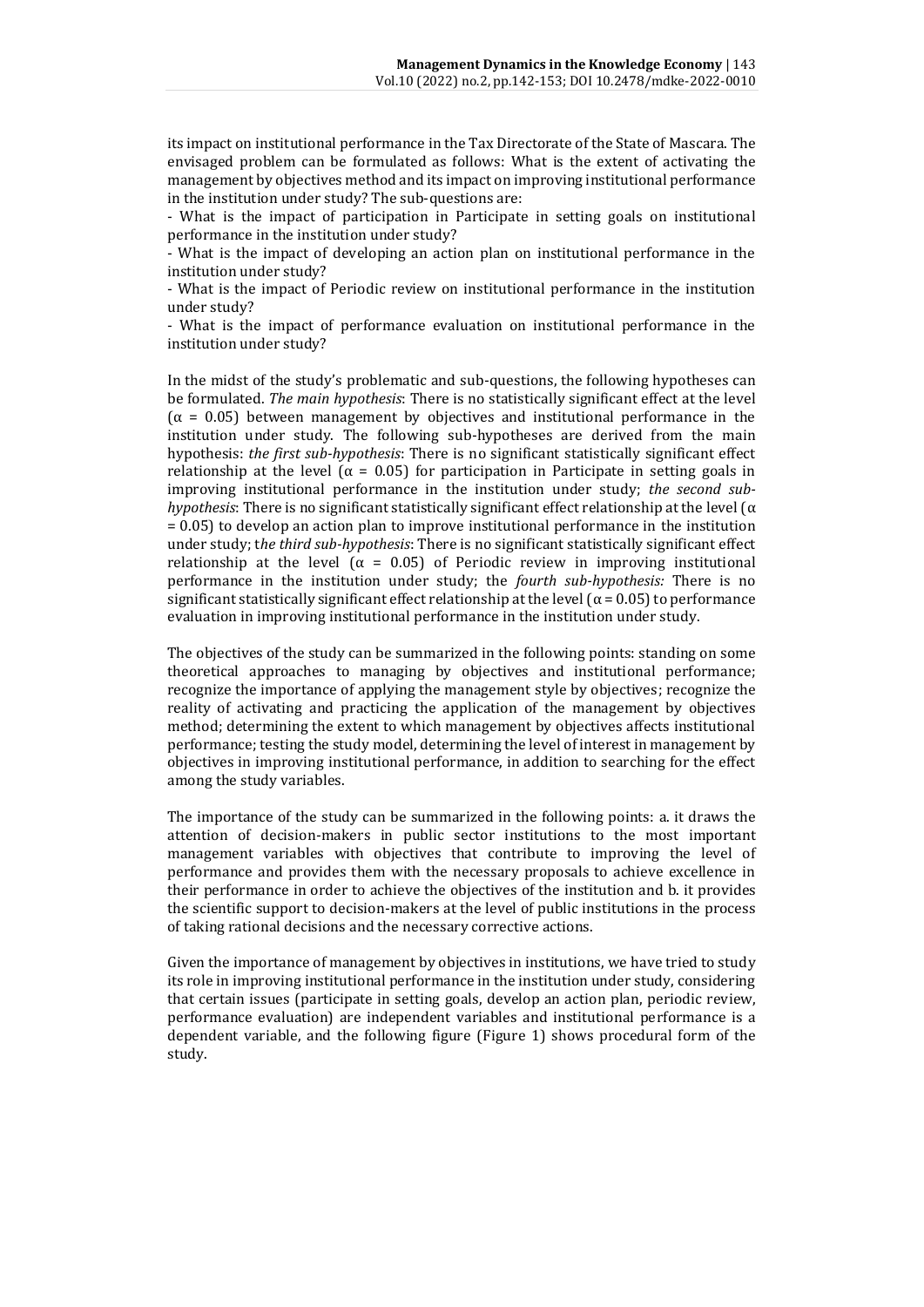its impact on institutional performance in the Tax Directorate of the State of Mascara. The envisaged problem can be formulated as follows: What is the extent of activating the management by objectives method and its impact on improving institutional performance in the institution under study? The sub-questions are:

- What is the impact of participation in Participate in setting goals on institutional performance in the institution under study?
- What is the impact of developing an action plan on institutional performance in the institution under study?
- What is the impact of Periodic review on institutional performance in the institution under study?
- What is the impact of performance evaluation on institutional performance in the institution under study?

In the midst of the study's problematic and sub-questions, the following hypotheses can be formulated. *The main hypothesis*: There is no statistically significant effect at the level ($\alpha = 0.05$) between management by objectives and institutional performance in the institution under study. The following sub-hypotheses are derived from the main hypothesis: *the first sub-hypothesis*: There is no significant statistically significant effect relationship at the level ($\alpha = 0.05$) for participation in Participate in setting goals in improving institutional performance in the institution under study; *the second sub-hypothesis*: There is no significant statistically significant effect relationship at the level ($\alpha = 0.05$) to develop an action plan to improve institutional performance in the institution under study; t*he third sub-hypothesis*: There is no significant statistically significant effect relationship at the level ($\alpha = 0.05$) of Periodic review in improving institutional performance in the institution under study; the *fourth sub-hypothesis:* There is no significant statistically significant effect relationship at the level ($\alpha = 0.05$) to performance evaluation in improving institutional performance in the institution under study.

The objectives of the study can be summarized in the following points: standing on some theoretical approaches to managing by objectives and institutional performance; recognize the importance of applying the management style by objectives; recognize the reality of activating and practicing the application of the management by objectives method; determining the extent to which management by objectives affects institutional performance; testing the study model, determining the level of interest in management by objectives in improving institutional performance, in addition to searching for the effect among the study variables.

The importance of the study can be summarized in the following points: a. it draws the attention of decision-makers in public sector institutions to the most important management variables with objectives that contribute to improving the level of performance and provides them with the necessary proposals to achieve excellence in their performance in order to achieve the objectives of the institution and b. it provides the scientific support to decision-makers at the level of public institutions in the process of taking rational decisions and the necessary corrective actions.

Given the importance of management by objectives in institutions, we have tried to study its role in improving institutional performance in the institution under study, considering that certain issues (participate in setting goals, develop an action plan, periodic review, performance evaluation) are independent variables and institutional performance is a dependent variable, and the following figure (Figure 1) shows procedural form of the study.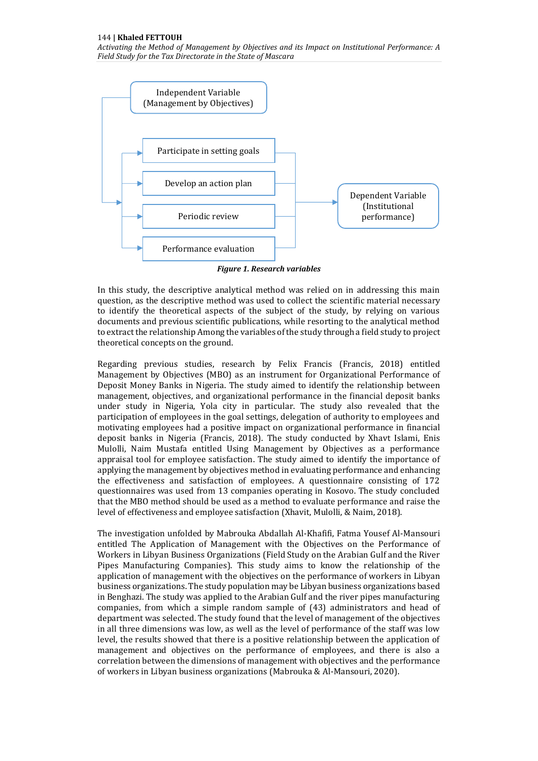Independent Variable (Management by Objectives)

- Participate in setting goals
- Develop an action plan
- Periodic review
- Performance evaluation

Dependent Variable (Institutional performance)

***Figure 1. Research variables***

In this study, the descriptive analytical method was relied on in addressing this main question, as the descriptive method was used to collect the scientific material necessary to identify the theoretical aspects of the subject of the study, by relying on various documents and previous scientific publications, while resorting to the analytical method to extract the relationship Among the variables of the study through a field study to project theoretical concepts on the ground.

Regarding previous studies, research by Felix Francis (Francis, 2018) entitled Management by Objectives (MBO) as an instrument for Organizational Performance of Deposit Money Banks in Nigeria. The study aimed to identify the relationship between management, objectives, and organizational performance in the financial deposit banks under study in Nigeria, Yola city in particular. The study also revealed that the participation of employees in the goal settings, delegation of authority to employees and motivating employees had a positive impact on organizational performance in financial deposit banks in Nigeria (Francis, 2018). The study conducted by Xhavt Islami, Enis Mulolli, Naim Mustafa entitled Using Management by Objectives as a performance appraisal tool for employee satisfaction. The study aimed to identify the importance of applying the management by objectives method in evaluating performance and enhancing the effectiveness and satisfaction of employees. A questionnaire consisting of 172 questionnaires was used from 13 companies operating in Kosovo. The study concluded that the MBO method should be used as a method to evaluate performance and raise the level of effectiveness and employee satisfaction (Xhavit, Mulolli, & Naim, 2018).

The investigation unfolded by Mabrouka Abdallah Al-Khafifi, Fatma Yousef Al-Mansouri entitled The Application of Management with the Objectives on the Performance of Workers in Libyan Business Organizations (Field Study on the Arabian Gulf and the River Pipes Manufacturing Companies). This study aims to know the relationship of the application of management with the objectives on the performance of workers in Libyan business organizations. The study population may be Libyan business organizations based in Benghazi. The study was applied to the Arabian Gulf and the river pipes manufacturing companies, from which a simple random sample of (43) administrators and head of department was selected. The study found that the level of management of the objectives in all three dimensions was low, as well as the level of performance of the staff was low level, the results showed that there is a positive relationship between the application of management and objectives on the performance of employees, and there is also a correlation between the dimensions of management with objectives and the performance of workers in Libyan business organizations (Mabrouka & Al-Mansouri, 2020).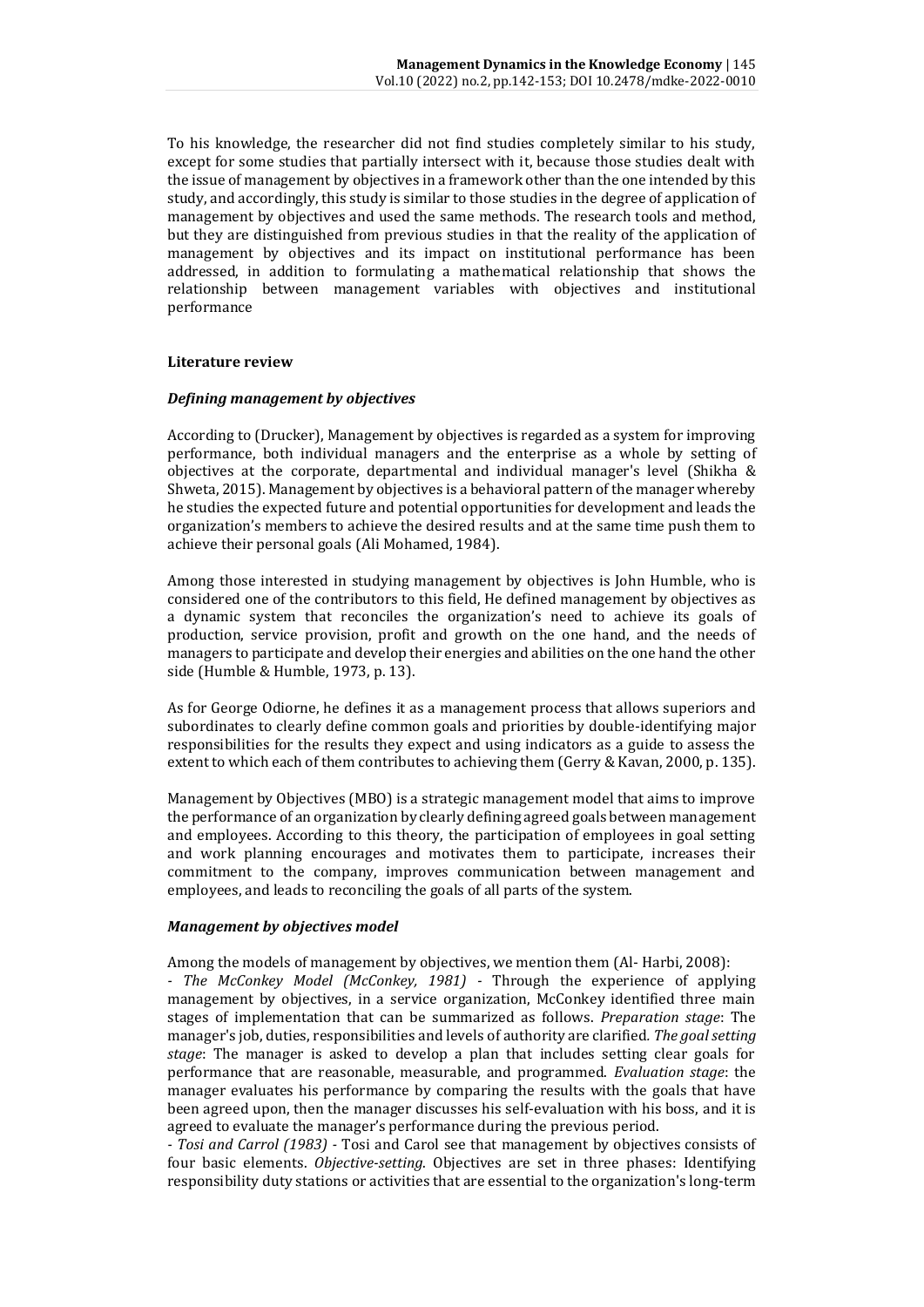To his knowledge, the researcher did not find studies completely similar to his study, except for some studies that partially intersect with it, because those studies dealt with the issue of management by objectives in a framework other than the one intended by this study, and accordingly, this study is similar to those studies in the degree of application of management by objectives and used the same methods. The research tools and method, but they are distinguished from previous studies in that the reality of the application of management by objectives and its impact on institutional performance has been addressed, in addition to formulating a mathematical relationship that shows the relationship between management variables with objectives and institutional performance

## Literature review

### *Defining management by objectives*

According to (Drucker), Management by objectives is regarded as a system for improving performance, both individual managers and the enterprise as a whole by setting of objectives at the corporate, departmental and individual manager's level (Shikha & Shweta, 2015). Management by objectives is a behavioral pattern of the manager whereby he studies the expected future and potential opportunities for development and leads the organization's members to achieve the desired results and at the same time push them to achieve their personal goals (Ali Mohamed, 1984).

Among those interested in studying management by objectives is John Humble, who is considered one of the contributors to this field, He defined management by objectives as a dynamic system that reconciles the organization's need to achieve its goals of production, service provision, profit and growth on the one hand, and the needs of managers to participate and develop their energies and abilities on the one hand the other side (Humble & Humble, 1973, p. 13).

As for George Odiorne, he defines it as a management process that allows superiors and subordinates to clearly define common goals and priorities by double-identifying major responsibilities for the results they expect and using indicators as a guide to assess the extent to which each of them contributes to achieving them (Gerry & Kavan, 2000, p. 135).

Management by Objectives (MBO) is a strategic management model that aims to improve the performance of an organization by clearly defining agreed goals between management and employees. According to this theory, the participation of employees in goal setting and work planning encourages and motivates them to participate, increases their commitment to the company, improves communication between management and employees, and leads to reconciling the goals of all parts of the system.

### *Management by objectives model*

Among the models of management by objectives, we mention them (Al- Harbi, 2008):

- *The McConkey Model (McConkey, 1981)* - Through the experience of applying management by objectives, in a service organization, McConkey identified three main stages of implementation that can be summarized as follows. *Preparation stage*: The manager's job, duties, responsibilities and levels of authority are clarified. *The goal setting stage*: The manager is asked to develop a plan that includes setting clear goals for performance that are reasonable, measurable, and programmed. *Evaluation stage*: the manager evaluates his performance by comparing the results with the goals that have been agreed upon, then the manager discusses his self-evaluation with his boss, and it is agreed to evaluate the manager's performance during the previous period.

- *Tosi and Carrol (1983)* - Tosi and Carol see that management by objectives consists of four basic elements. *Objective-setting*. Objectives are set in three phases: Identifying responsibility duty stations or activities that are essential to the organization's long-term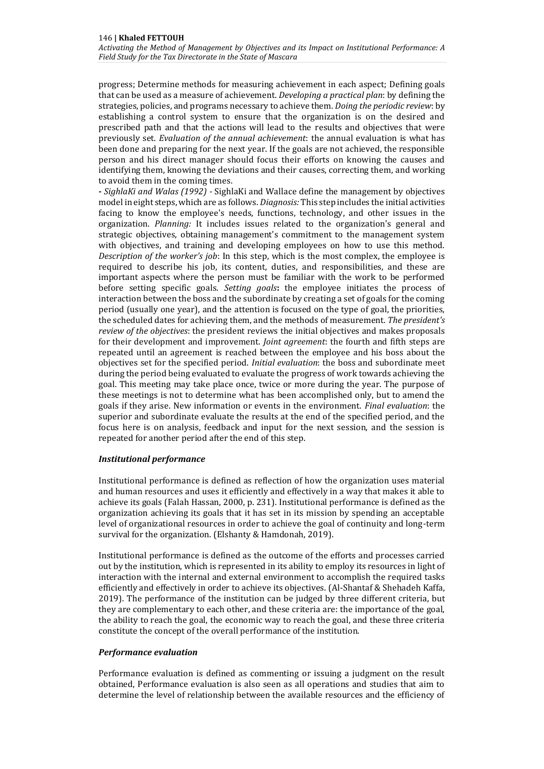progress; Determine methods for measuring achievement in each aspect; Defining goals that can be used as a measure of achievement. *Developing a practical plan*: by defining the strategies, policies, and programs necessary to achieve them. *Doing the periodic review*: by establishing a control system to ensure that the organization is on the desired and prescribed path and that the actions will lead to the results and objectives that were previously set. *Evaluation of the annual achievement*: the annual evaluation is what has been done and preparing for the next year. If the goals are not achieved, the responsible person and his direct manager should focus their efforts on knowing the causes and identifying them, knowing the deviations and their causes, correcting them, and working to avoid them in the coming times.

- *SighlaKi and Walas (1992)* - SighlaKi and Wallace define the management by objectives model in eight steps, which are as follows. *Diagnosis:* This step includes the initial activities facing to know the employee's needs, functions, technology, and other issues in the organization. *Planning:* It includes issues related to the organization's general and strategic objectives, obtaining management's commitment to the management system with objectives, and training and developing employees on how to use this method. *Description of the worker's job*: In this step, which is the most complex, the employee is required to describe his job, its content, duties, and responsibilities, and these are important aspects where the person must be familiar with the work to be performed before setting specific goals. *Setting goals***:** the employee initiates the process of interaction between the boss and the subordinate by creating a set of goals for the coming period (usually one year), and the attention is focused on the type of goal, the priorities, the scheduled dates for achieving them, and the methods of measurement. *The president's review of the objectives*: the president reviews the initial objectives and makes proposals for their development and improvement. *Joint agreement*: the fourth and fifth steps are repeated until an agreement is reached between the employee and his boss about the objectives set for the specified period. *Initial evaluation*: the boss and subordinate meet during the period being evaluated to evaluate the progress of work towards achieving the goal. This meeting may take place once, twice or more during the year. The purpose of these meetings is not to determine what has been accomplished only, but to amend the goals if they arise. New information or events in the environment. *Final evaluation*: the superior and subordinate evaluate the results at the end of the specified period, and the focus here is on analysis, feedback and input for the next session, and the session is repeated for another period after the end of this step.

### *Institutional performance*

Institutional performance is defined as reflection of how the organization uses material and human resources and uses it efficiently and effectively in a way that makes it able to achieve its goals (Falah Hassan, 2000, p. 231). Institutional performance is defined as the organization achieving its goals that it has set in its mission by spending an acceptable level of organizational resources in order to achieve the goal of continuity and long-term survival for the organization. (Elshanty & Hamdonah, 2019).

Institutional performance is defined as the outcome of the efforts and processes carried out by the institution, which is represented in its ability to employ its resources in light of interaction with the internal and external environment to accomplish the required tasks efficiently and effectively in order to achieve its objectives. (Al-Shantaf & Shehadeh Kaffa, 2019). The performance of the institution can be judged by three different criteria, but they are complementary to each other, and these criteria are: the importance of the goal, the ability to reach the goal, the economic way to reach the goal, and these three criteria constitute the concept of the overall performance of the institution.

### *Performance evaluation*

Performance evaluation is defined as commenting or issuing a judgment on the result obtained, Performance evaluation is also seen as all operations and studies that aim to determine the level of relationship between the available resources and the efficiency of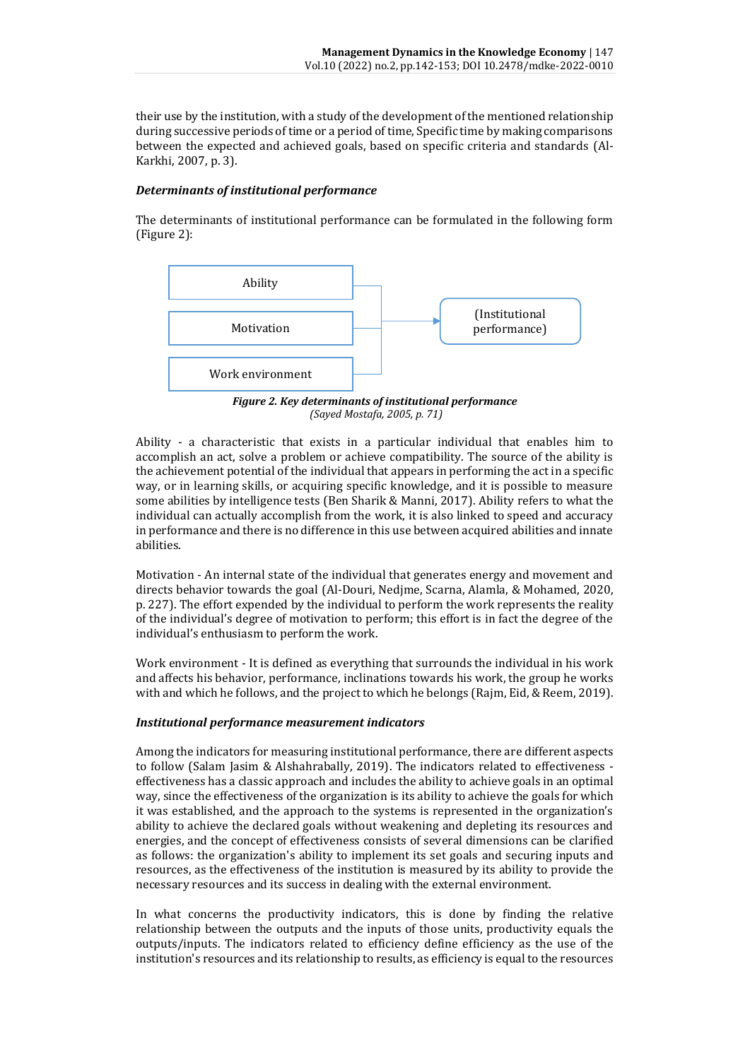their use by the institution, with a study of the development of the mentioned relationship during successive periods of time or a period of time, Specific time by making comparisons between the expected and achieved goals, based on specific criteria and standards (Al-Karkhi, 2007, p. 3).

### *Determinants of institutional performance*

The determinants of institutional performance can be formulated in the following form (Figure 2):

Ability

Motivation

Work environment

(Institutional performance)

***Figure 2. Key determinants of institutional performance***
*(Sayed Mostafa, 2005, p. 71)*

Ability - a characteristic that exists in a particular individual that enables him to accomplish an act, solve a problem or achieve compatibility. The source of the ability is the achievement potential of the individual that appears in performing the act in a specific way, or in learning skills, or acquiring specific knowledge, and it is possible to measure some abilities by intelligence tests (Ben Sharik & Manni, 2017). Ability refers to what the individual can actually accomplish from the work, it is also linked to speed and accuracy in performance and there is no difference in this use between acquired abilities and innate abilities.

Motivation - An internal state of the individual that generates energy and movement and directs behavior towards the goal (Al-Douri, Nedjme, Scarna, Alamla, & Mohamed, 2020, p. 227). The effort expended by the individual to perform the work represents the reality of the individual's degree of motivation to perform; this effort is in fact the degree of the individual's enthusiasm to perform the work.

Work environment - It is defined as everything that surrounds the individual in his work and affects his behavior, performance, inclinations towards his work, the group he works with and which he follows, and the project to which he belongs (Rajm, Eid, & Reem, 2019).

### *Institutional performance measurement indicators*

Among the indicators for measuring institutional performance, there are different aspects to follow (Salam Jasim & Alshahrabally, 2019). The indicators related to effectiveness - effectiveness has a classic approach and includes the ability to achieve goals in an optimal way, since the effectiveness of the organization is its ability to achieve the goals for which it was established, and the approach to the systems is represented in the organization's ability to achieve the declared goals without weakening and depleting its resources and energies, and the concept of effectiveness consists of several dimensions can be clarified as follows: the organization's ability to implement its set goals and securing inputs and resources, as the effectiveness of the institution is measured by its ability to provide the necessary resources and its success in dealing with the external environment.

In what concerns the productivity indicators, this is done by finding the relative relationship between the outputs and the inputs of those units, productivity equals the outputs/inputs. The indicators related to efficiency define efficiency as the use of the institution's resources and its relationship to results, as efficiency is equal to the resources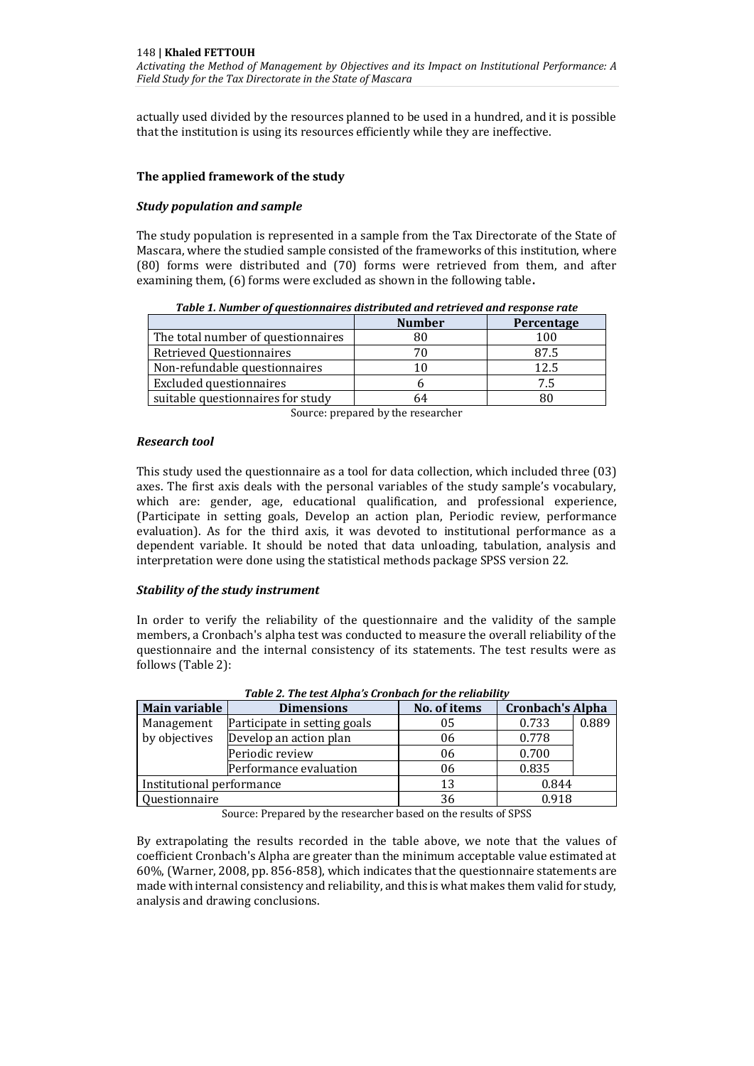actually used divided by the resources planned to be used in a hundred, and it is possible that the institution is using its resources efficiently while they are ineffective.

## The applied framework of the study

### *Study population and sample*

The study population is represented in a sample from the Tax Directorate of the State of Mascara, where the studied sample consisted of the frameworks of this institution, where (80) forms were distributed and (70) forms were retrieved from them, and after examining them, (6) forms were excluded as shown in the following table**.**

***Table 1. Number of questionnaires distributed and retrieved and response rate***

| | Number | Percentage |
|---|---|---|
| The total number of questionnaires | 80 | 100 |
| Retrieved Questionnaires | 70 | 87.5 |
| Non-refundable questionnaires | 10 | 12.5 |
| Excluded questionnaires | 6 | 7.5 |
| suitable questionnaires for study | 64 | 80 |

Source: prepared by the researcher

### *Research tool*

This study used the questionnaire as a tool for data collection, which included three (03) axes. The first axis deals with the personal variables of the study sample's vocabulary, which are: gender, age, educational qualification, and professional experience, (Participate in setting goals, Develop an action plan, Periodic review, performance evaluation). As for the third axis, it was devoted to institutional performance as a dependent variable. It should be noted that data unloading, tabulation, analysis and interpretation were done using the statistical methods package SPSS version 22.

### *Stability of the study instrument*

In order to verify the reliability of the questionnaire and the validity of the sample members, a Cronbach's alpha test was conducted to measure the overall reliability of the questionnaire and the internal consistency of its statements. The test results were as follows (Table 2):

***Table 2. The test Alpha's Cronbach for the reliability***

| Main variable | Dimensions | No. of items | Cronbach's Alpha | |
|---|---|---|---|---|
| Management by objectives | Participate in setting goals | 05 | 0.733 | 0.889 |
| | Develop an action plan | 06 | 0.778 | |
| | Periodic review | 06 | 0.700 | |
| | Performance evaluation | 06 | 0.835 | |
| Institutional performance | | 13 | 0.844 | |
| Questionnaire | | 36 | 0.918 | |

Source: Prepared by the researcher based on the results of SPSS

By extrapolating the results recorded in the table above, we note that the values of coefficient Cronbach's Alpha are greater than the minimum acceptable value estimated at 60%, (Warner, 2008, pp. 856-858), which indicates that the questionnaire statements are made with internal consistency and reliability, and this is what makes them valid for study, analysis and drawing conclusions.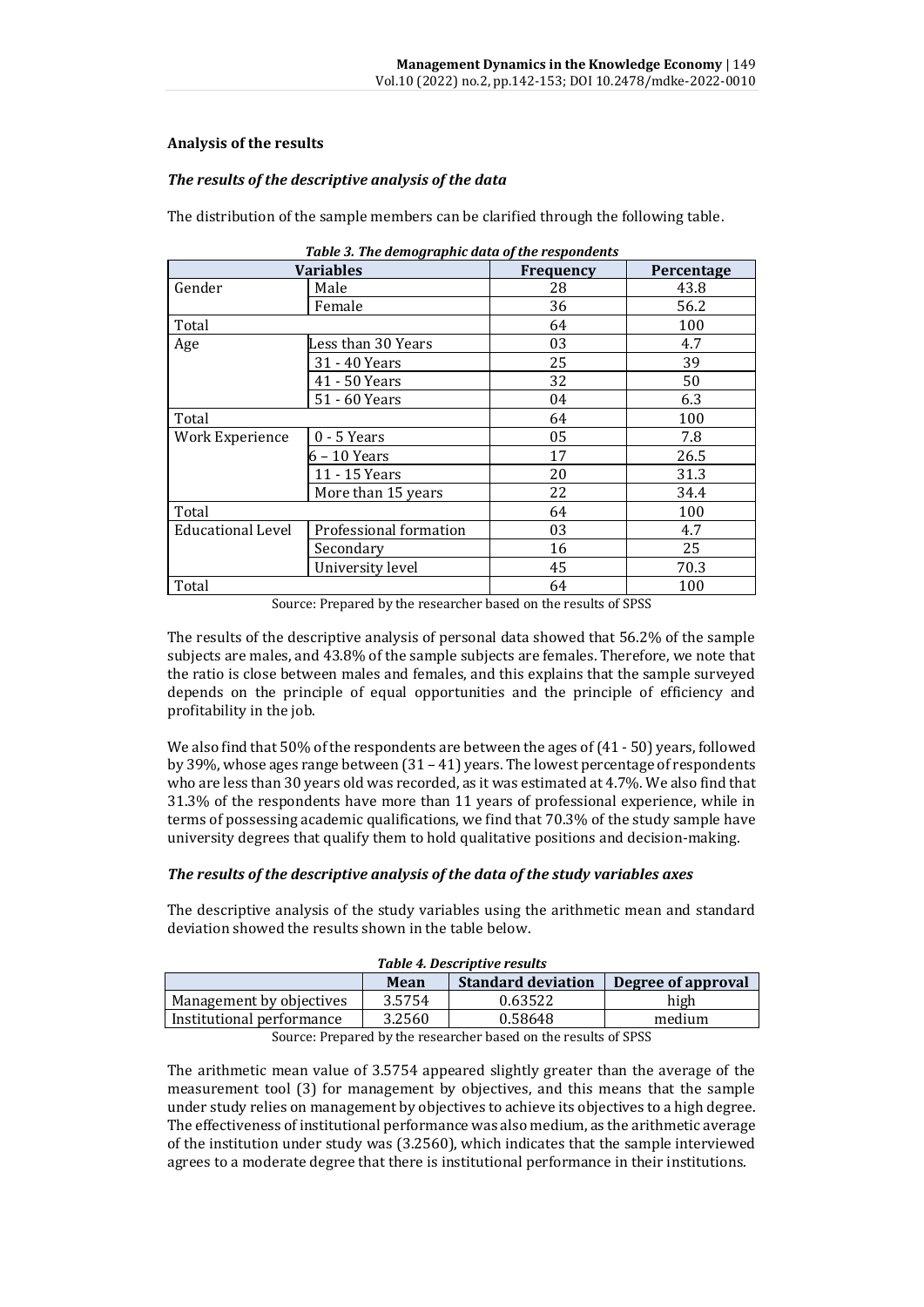## Analysis of the results

### *The results of the descriptive analysis of the data*

The distribution of the sample members can be clarified through the following table.

***Table 3. The demographic data of the respondents***

| Variables | | Frequency | Percentage |
|---|---|---|---|
| Gender | Male | 28 | 43.8 |
| | Female | 36 | 56.2 |
| Total | | 64 | 100 |
| Age | Less than 30 Years | 03 | 4.7 |
| | 31 - 40 Years | 25 | 39 |
| | 41 - 50 Years | 32 | 50 |
| | 51 - 60 Years | 04 | 6.3 |
| Total | | 64 | 100 |
| Work Experience | 0 - 5 Years | 05 | 7.8 |
| | 6 – 10 Years | 17 | 26.5 |
| | 11 - 15 Years | 20 | 31.3 |
| | More than 15 years | 22 | 34.4 |
| Total | | 64 | 100 |
| Educational Level | Professional formation | 03 | 4.7 |
| | Secondary | 16 | 25 |
| | University level | 45 | 70.3 |
| Total | | 64 | 100 |

Source: Prepared by the researcher based on the results of SPSS

The results of the descriptive analysis of personal data showed that 56.2% of the sample subjects are males, and 43.8% of the sample subjects are females. Therefore, we note that the ratio is close between males and females, and this explains that the sample surveyed depends on the principle of equal opportunities and the principle of efficiency and profitability in the job.

We also find that 50% of the respondents are between the ages of (41 - 50) years, followed by 39%, whose ages range between (31 – 41) years. The lowest percentage of respondents who are less than 30 years old was recorded, as it was estimated at 4.7%. We also find that 31.3% of the respondents have more than 11 years of professional experience, while in terms of possessing academic qualifications, we find that 70.3% of the study sample have university degrees that qualify them to hold qualitative positions and decision-making.

### *The results of the descriptive analysis of the data of the study variables axes*

The descriptive analysis of the study variables using the arithmetic mean and standard deviation showed the results shown in the table below.

***Table 4. Descriptive results***

| | Mean | Standard deviation | Degree of approval |
|---|---|---|---|
| Management by objectives | 3.5754 | 0.63522 | high |
| Institutional performance | 3.2560 | 0.58648 | medium |

Source: Prepared by the researcher based on the results of SPSS

The arithmetic mean value of 3.5754 appeared slightly greater than the average of the measurement tool (3) for management by objectives, and this means that the sample under study relies on management by objectives to achieve its objectives to a high degree. The effectiveness of institutional performance was also medium, as the arithmetic average of the institution under study was (3.2560), which indicates that the sample interviewed agrees to a moderate degree that there is institutional performance in their institutions.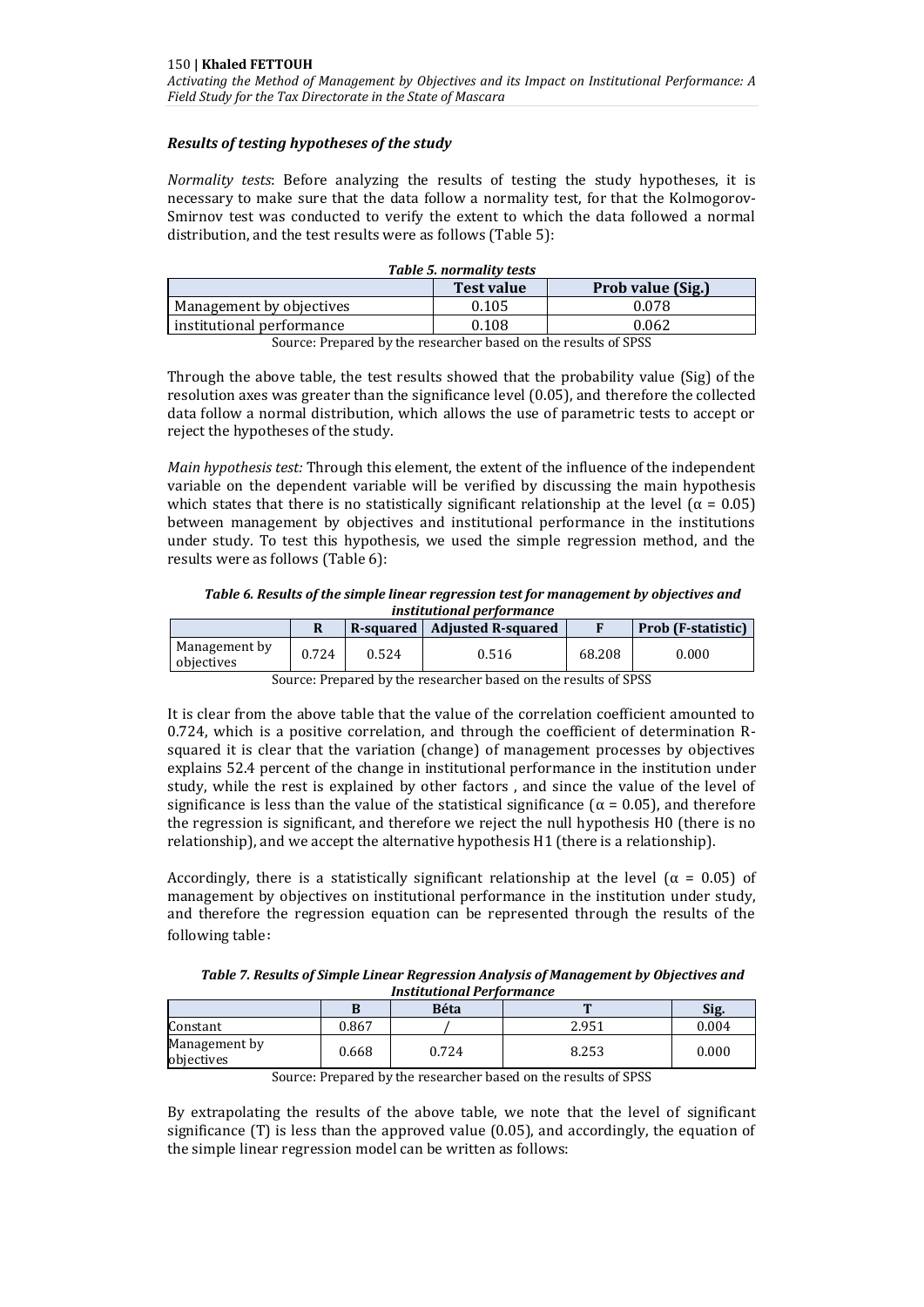### *Results of testing hypotheses of the study*

*Normality tests*: Before analyzing the results of testing the study hypotheses, it is necessary to make sure that the data follow a normality test, for that the Kolmogorov-Smirnov test was conducted to verify the extent to which the data followed a normal distribution, and the test results were as follows (Table 5):

***Table 5. normality tests***

| | Test value | Prob value (Sig.) |
|---|---|---|
| Management by objectives | 0.105 | 0.078 |
| institutional performance | 0.108 | 0.062 |

Source: Prepared by the researcher based on the results of SPSS

Through the above table, the test results showed that the probability value (Sig) of the resolution axes was greater than the significance level (0.05), and therefore the collected data follow a normal distribution, which allows the use of parametric tests to accept or reject the hypotheses of the study.

*Main hypothesis test:* Through this element, the extent of the influence of the independent variable on the dependent variable will be verified by discussing the main hypothesis which states that there is no statistically significant relationship at the level ($\alpha = 0.05$) between management by objectives and institutional performance in the institutions under study. To test this hypothesis, we used the simple regression method, and the results were as follows (Table 6):

***Table 6. Results of the simple linear regression test for management by objectives and institutional performance***

| | R | R-squared | Adjusted R-squared | F | Prob (F-statistic) |
|---|---|---|---|---|---|
| Management by objectives | 0.724 | 0.524 | 0.516 | 68.208 | 0.000 |

Source: Prepared by the researcher based on the results of SPSS

It is clear from the above table that the value of the correlation coefficient amounted to 0.724, which is a positive correlation, and through the coefficient of determination R-squared it is clear that the variation (change) of management processes by objectives explains 52.4 percent of the change in institutional performance in the institution under study, while the rest is explained by other factors , and since the value of the level of significance is less than the value of the statistical significance ($\alpha = 0.05$), and therefore the regression is significant, and therefore we reject the null hypothesis H0 (there is no relationship), and we accept the alternative hypothesis H1 (there is a relationship).

Accordingly, there is a statistically significant relationship at the level ($\alpha = 0.05$) of management by objectives on institutional performance in the institution under study, and therefore the regression equation can be represented through the results of the following table:

***Table 7. Results of Simple Linear Regression Analysis of Management by Objectives and Institutional Performance***

| | B | Béta | T | Sig. |
|---|---|---|---|---|
| Constant | 0.867 | / | 2.951 | 0.004 |
| Management by objectives | 0.668 | 0.724 | 8.253 | 0.000 |

Source: Prepared by the researcher based on the results of SPSS

By extrapolating the results of the above table, we note that the level of significant significance (T) is less than the approved value (0.05), and accordingly, the equation of the simple linear regression model can be written as follows: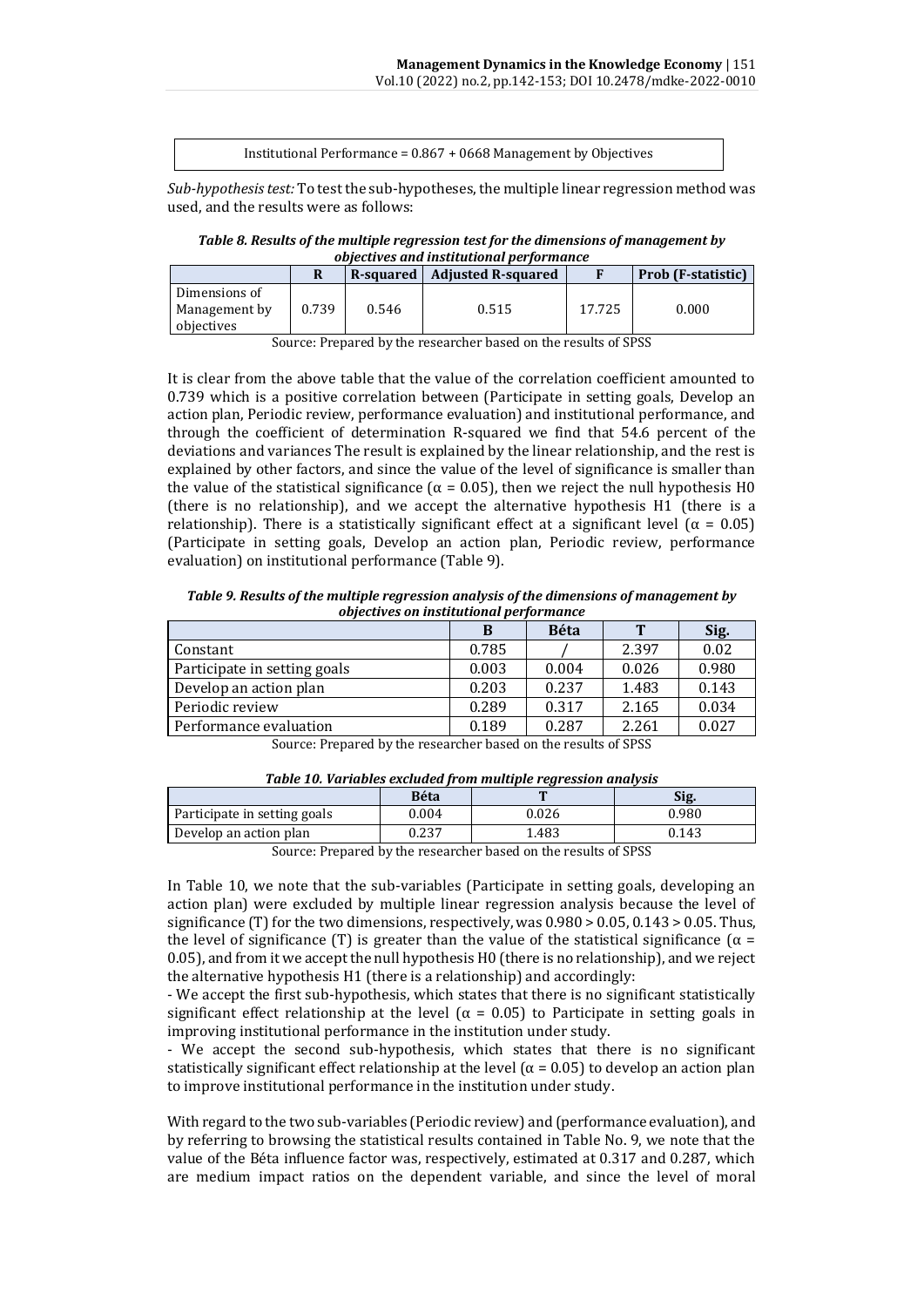Institutional Performance = 0.867 + 0668 Management by Objectives

*Sub-hypothesis test:* To test the sub-hypotheses, the multiple linear regression method was used, and the results were as follows:

***Table 8. Results of the multiple regression test for the dimensions of management by objectives and institutional performance***

| | R | R-squared | Adjusted R-squared | F | Prob (F-statistic) |
|---|---|---|---|---|---|
| Dimensions of Management by objectives | 0.739 | 0.546 | 0.515 | 17.725 | 0.000 |

Source: Prepared by the researcher based on the results of SPSS

It is clear from the above table that the value of the correlation coefficient amounted to 0.739 which is a positive correlation between (Participate in setting goals, Develop an action plan, Periodic review, performance evaluation) and institutional performance, and through the coefficient of determination R-squared we find that 54.6 percent of the deviations and variances The result is explained by the linear relationship, and the rest is explained by other factors, and since the value of the level of significance is smaller than the value of the statistical significance ($\alpha = 0.05$), then we reject the null hypothesis H0 (there is no relationship), and we accept the alternative hypothesis H1 (there is a relationship). There is a statistically significant effect at a significant level ($\alpha = 0.05$) (Participate in setting goals, Develop an action plan, Periodic review, performance evaluation) on institutional performance (Table 9).

***Table 9. Results of the multiple regression analysis of the dimensions of management by objectives on institutional performance***

| | B | Béta | T | Sig. |
|---|---|---|---|---|
| Constant | 0.785 | / | 2.397 | 0.02 |
| Participate in setting goals | 0.003 | 0.004 | 0.026 | 0.980 |
| Develop an action plan | 0.203 | 0.237 | 1.483 | 0.143 |
| Periodic review | 0.289 | 0.317 | 2.165 | 0.034 |
| Performance evaluation | 0.189 | 0.287 | 2.261 | 0.027 |

Source: Prepared by the researcher based on the results of SPSS

***Table 10. Variables excluded from multiple regression analysis***

| | Béta | T | Sig. |
|---|---|---|---|
| Participate in setting goals | 0.004 | 0.026 | 0.980 |
| Develop an action plan | 0.237 | 1.483 | 0.143 |

Source: Prepared by the researcher based on the results of SPSS

In Table 10, we note that the sub-variables (Participate in setting goals, developing an action plan) were excluded by multiple linear regression analysis because the level of significance (T) for the two dimensions, respectively, was 0.980 > 0.05, 0.143 > 0.05. Thus, the level of significance (T) is greater than the value of the statistical significance ($\alpha = 0.05$), and from it we accept the null hypothesis H0 (there is no relationship), and we reject the alternative hypothesis H1 (there is a relationship) and accordingly:

- We accept the first sub-hypothesis, which states that there is no significant statistically significant effect relationship at the level ($\alpha = 0.05$) to Participate in setting goals in improving institutional performance in the institution under study.
- We accept the second sub-hypothesis, which states that there is no significant statistically significant effect relationship at the level ($\alpha = 0.05$) to develop an action plan to improve institutional performance in the institution under study.

With regard to the two sub-variables (Periodic review) and (performance evaluation), and by referring to browsing the statistical results contained in Table No. 9, we note that the value of the Béta influence factor was, respectively, estimated at 0.317 and 0.287, which are medium impact ratios on the dependent variable, and since the level of moral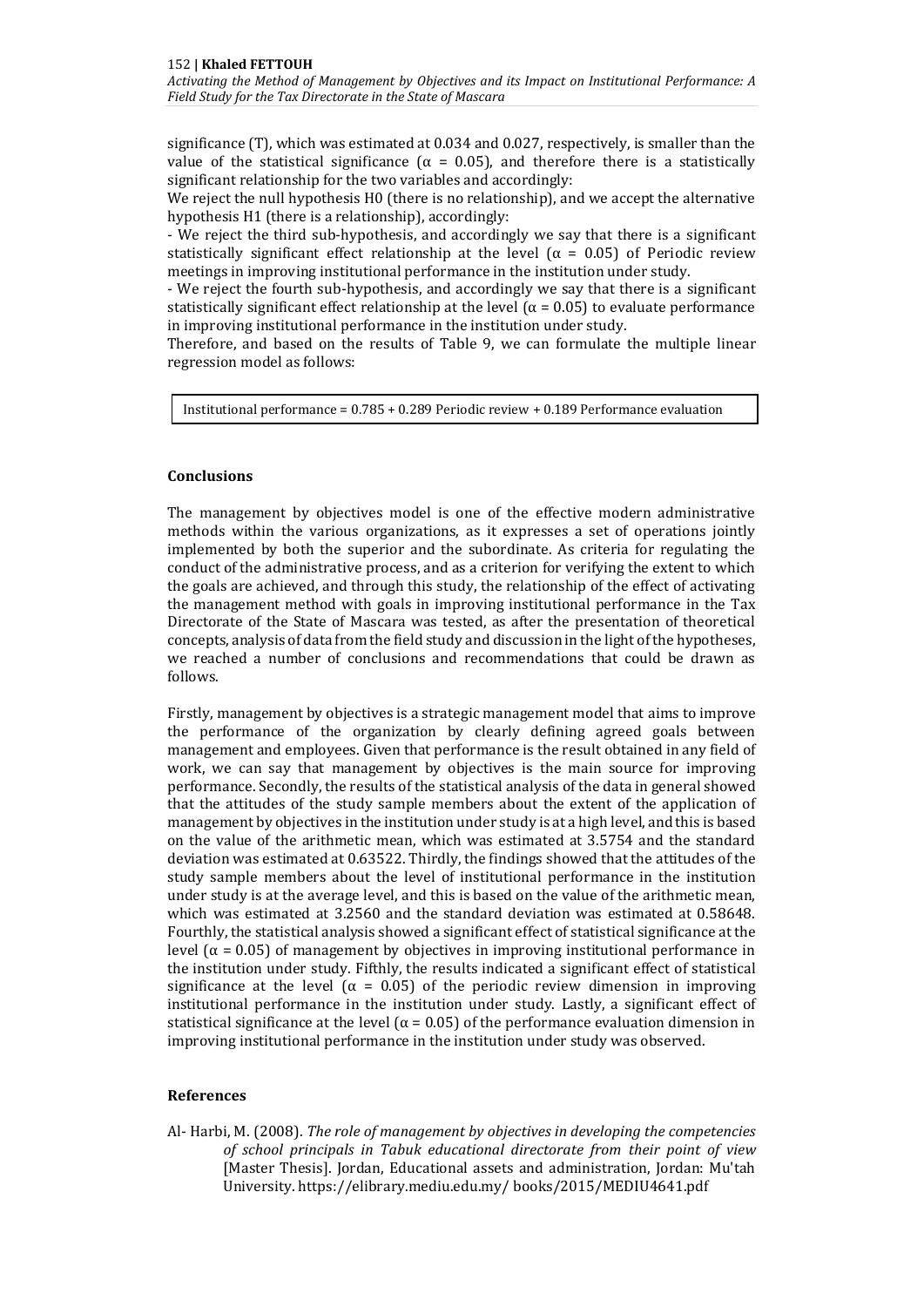significance (T), which was estimated at 0.034 and 0.027, respectively, is smaller than the value of the statistical significance ($\alpha = 0.05$), and therefore there is a statistically significant relationship for the two variables and accordingly:

We reject the null hypothesis H0 (there is no relationship), and we accept the alternative hypothesis H1 (there is a relationship), accordingly:

- We reject the third sub-hypothesis, and accordingly we say that there is a significant statistically significant effect relationship at the level ($\alpha = 0.05$) of Periodic review meetings in improving institutional performance in the institution under study.
- We reject the fourth sub-hypothesis, and accordingly we say that there is a significant statistically significant effect relationship at the level ($\alpha = 0.05$) to evaluate performance in improving institutional performance in the institution under study.

Therefore, and based on the results of Table 9, we can formulate the multiple linear regression model as follows:

Institutional performance = 0.785 + 0.289 Periodic review + 0.189 Performance evaluation

## Conclusions

The management by objectives model is one of the effective modern administrative methods within the various organizations, as it expresses a set of operations jointly implemented by both the superior and the subordinate. As criteria for regulating the conduct of the administrative process, and as a criterion for verifying the extent to which the goals are achieved, and through this study, the relationship of the effect of activating the management method with goals in improving institutional performance in the Tax Directorate of the State of Mascara was tested, as after the presentation of theoretical concepts, analysis of data from the field study and discussion in the light of the hypotheses, we reached a number of conclusions and recommendations that could be drawn as follows.

Firstly, management by objectives is a strategic management model that aims to improve the performance of the organization by clearly defining agreed goals between management and employees. Given that performance is the result obtained in any field of work, we can say that management by objectives is the main source for improving performance. Secondly, the results of the statistical analysis of the data in general showed that the attitudes of the study sample members about the extent of the application of management by objectives in the institution under study is at a high level, and this is based on the value of the arithmetic mean, which was estimated at 3.5754 and the standard deviation was estimated at 0.63522. Thirdly, the findings showed that the attitudes of the study sample members about the level of institutional performance in the institution under study is at the average level, and this is based on the value of the arithmetic mean, which was estimated at 3.2560 and the standard deviation was estimated at 0.58648. Fourthly, the statistical analysis showed a significant effect of statistical significance at the level ($\alpha = 0.05$) of management by objectives in improving institutional performance in the institution under study. Fifthly, the results indicated a significant effect of statistical significance at the level ($\alpha = 0.05$) of the periodic review dimension in improving institutional performance in the institution under study. Lastly, a significant effect of statistical significance at the level ($\alpha = 0.05$) of the performance evaluation dimension in improving institutional performance in the institution under study was observed.

## References

Al- Harbi, M. (2008). *The role of management by objectives in developing the competencies of school principals in Tabuk educational directorate from their point of view* [Master Thesis]. Jordan, Educational assets and administration, Jordan: Mu'tah University. https://elibrary.mediu.edu.my/ books/2015/MEDIU4641.pdf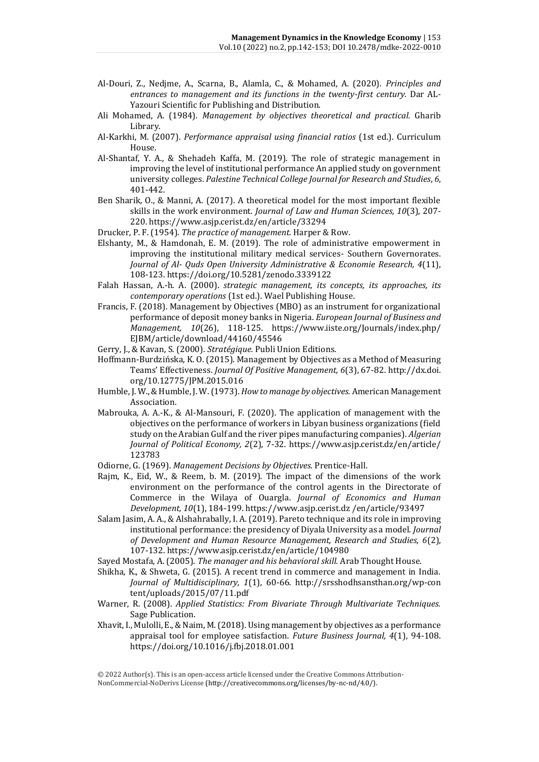Al-Douri, Z., Nedjme, A., Scarna, B., Alamla, C., & Mohamed, A. (2020). *Principles and entrances to management and its functions in the twenty-first century.* Dar AL-Yazouri Scientific for Publishing and Distribution.

Ali Mohamed, A. (1984). *Management by objectives theoretical and practical.* Gharib Library.

Al-Karkhi, M. (2007). *Performance appraisal using financial ratios* (1st ed.). Curriculum House.

Al-Shantaf, Y. A., & Shehadeh Kaffa, M. (2019). The role of strategic management in improving the level of institutional performance An applied study on government university colleges. *Palestine Technical College Journal for Research and Studies*, *6*, 401-442.

Ben Sharik, O., & Manni, A. (2017). A theoretical model for the most important flexible skills in the work environment. *Journal of Law and Human Sciences, 10*(3), 207-220. https://www.asjp.cerist.dz/en/article/33294

Drucker, P. F. (1954). *The practice of management.* Harper & Row.

Elshanty, M., & Hamdonah, E. M. (2019). The role of administrative empowerment in improving the institutional military medical services- Southern Governorates. *Journal of Al- Quds Open University Administrative & Economie Research, 4*(11), 108-123. https://doi.org/10.5281/zenodo.3339122

Falah Hassan, A.-h. A. (2000). *strategic management, its concepts, its approaches, its contemporary operations* (1st ed.). Wael Publishing House.

Francis, F. (2018). Management by Objectives (MBO) as an instrument for organizational performance of deposit money banks in Nigeria. *European Journal of Business and Management, 10*(26), 118-125. https://www.iiste.org/Journals/index.php/EJBM/article/download/44160/45546

Gerry, J., & Kavan, S. (2000). *Stratégique.* Publi Union Editions.

Hoffmann-Burdzińska, K. O. (2015). Management by Objectives as a Method of Measuring Teams' Effectiveness. *Journal Of Positive Management, 6*(3), 67-82. http://dx.doi.org/10.12775/JPM.2015.016

Humble, J. W., & Humble, J. W. (1973). *How to manage by objectives.* American Management Association.

Mabrouka, A. A.-K., & Al-Mansouri, F. (2020). The application of management with the objectives on the performance of workers in Libyan business organizations (field study on the Arabian Gulf and the river pipes manufacturing companies). *Algerian Journal of Political Economy, 2*(2), 7-32. https://www.asjp.cerist.dz/en/article/123783

Odiorne, G. (1969). *Management Decisions by Objectives.* Prentice-Hall.

Rajm, K., Eid, W., & Reem, b. M. (2019). The impact of the dimensions of the work environment on the performance of the control agents in the Directorate of Commerce in the Wilaya of Ouargla. *Journal of Economics and Human Development, 10*(1), 184-199. https://www.asjp.cerist.dz /en/article/93497

Salam Jasim, A. A., & Alshahrabally, I. A. (2019). Pareto technique and its role in improving institutional performance: the presidency of Diyala University as a model. *Journal of Development and Human Resource Management, Research and Studies, 6*(2), 107-132. https://www.asjp.cerist.dz/en/article/104980

Sayed Mostafa, A. (2005). *The manager and his behavioral skill.* Arab Thought House.

Shikha, K., & Shweta, G. (2015). A recent trend in commerce and management in India. *Journal of Multidisciplinary, 1*(1), 60-66. http://srsshodhsansthan.org/wp-content/uploads/2015/07/11.pdf

Warner, R. (2008). *Applied Statistics: From Bivariate Through Multivariate Techniques.* Sage Publication.

Xhavit, I., Mulolli, E., & Naim, M. (2018). Using management by objectives as a performance appraisal tool for employee satisfaction. *Future Business Journal, 4*(1), 94-108. https://doi.org/10.1016/j.fbj.2018.01.001

© 2022 Author(s). This is an open-access article licensed under the Creative Commons Attribution-NonCommercial-NoDerivs License (http://creativecommons.org/licenses/by-nc-nd/4.0/).